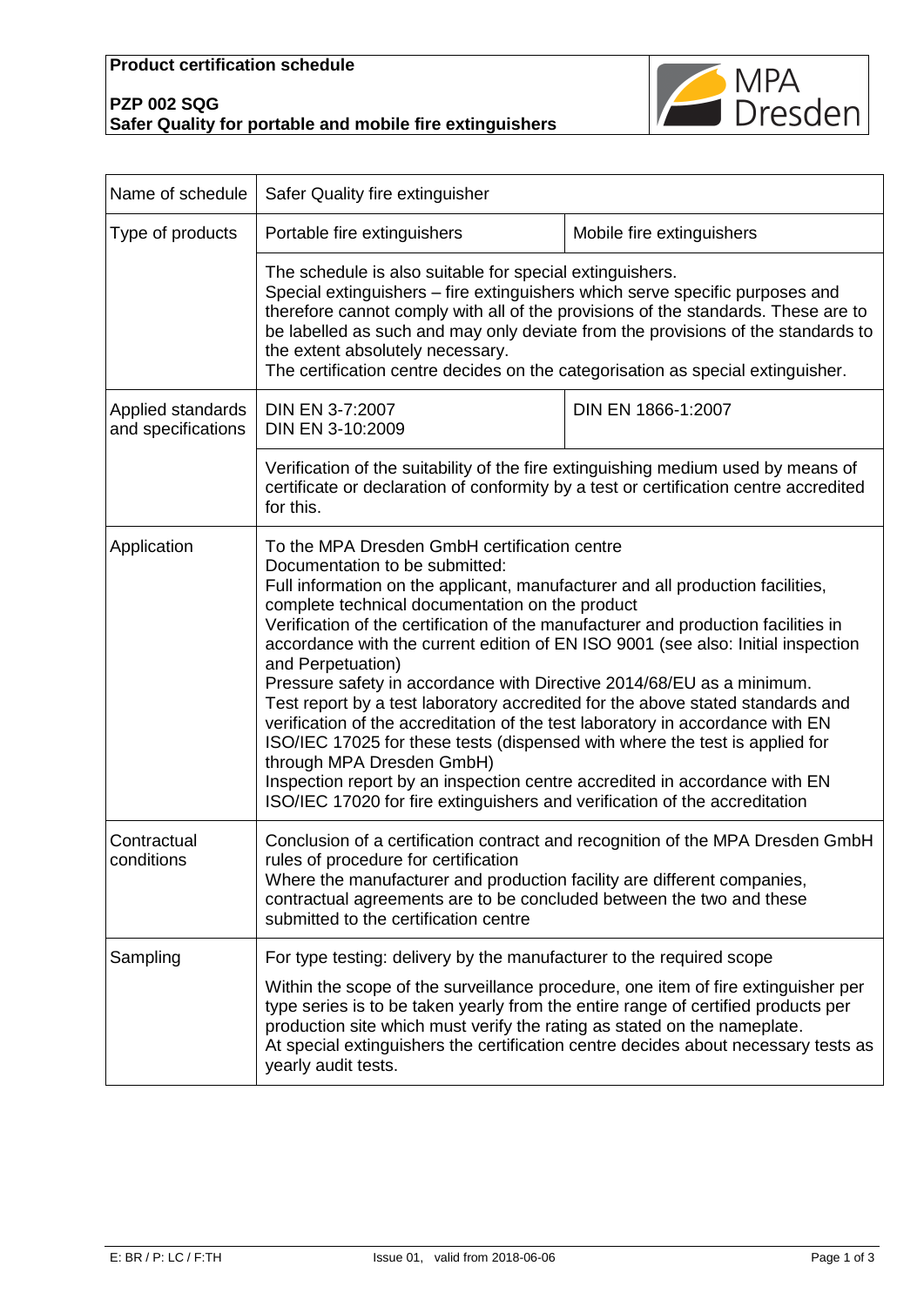**Product certification schedule**

**PZP 002 SQG**
**Safer Quality for portable and mobile fire extinguishers**

| | | |
|---|---|---|
| Name of schedule | Safer Quality fire extinguisher | |
| Type of products | Portable fire extinguishers | Mobile fire extinguishers |
| | The schedule is also suitable for special extinguishers.<br>Special extinguishers – fire extinguishers which serve specific purposes and therefore cannot comply with all of the provisions of the standards. These are to be labelled as such and may only deviate from the provisions of the standards to the extent absolutely necessary.<br>The certification centre decides on the categorisation as special extinguisher. | |
| Applied standards and specifications | DIN EN 3-7:2007<br>DIN EN 3-10:2009 | DIN EN 1866-1:2007 |
| | Verification of the suitability of the fire extinguishing medium used by means of certificate or declaration of conformity by a test or certification centre accredited for this. | |
| Application | To the MPA Dresden GmbH certification centre<br>Documentation to be submitted:<br>Full information on the applicant, manufacturer and all production facilities, complete technical documentation on the product<br>Verification of the certification of the manufacturer and production facilities in accordance with the current edition of EN ISO 9001 (see also: Initial inspection and Perpetuation)<br>Pressure safety in accordance with Directive 2014/68/EU as a minimum.<br>Test report by a test laboratory accredited for the above stated standards and verification of the accreditation of the test laboratory in accordance with EN ISO/IEC 17025 for these tests (dispensed with where the test is applied for through MPA Dresden GmbH)<br>Inspection report by an inspection centre accredited in accordance with EN ISO/IEC 17020 for fire extinguishers and verification of the accreditation | |
| Contractual conditions | Conclusion of a certification contract and recognition of the MPA Dresden GmbH rules of procedure for certification<br>Where the manufacturer and production facility are different companies, contractual agreements are to be concluded between the two and these submitted to the certification centre | |
| Sampling | For type testing: delivery by the manufacturer to the required scope<br><br>Within the scope of the surveillance procedure, one item of fire extinguisher per type series is to be taken yearly from the entire range of certified products per production site which must verify the rating as stated on the nameplate.<br>At special extinguishers the certification centre decides about necessary tests as yearly audit tests. | |

E: BR / P: LC / F:TH    Issue 01, valid from 2018-06-06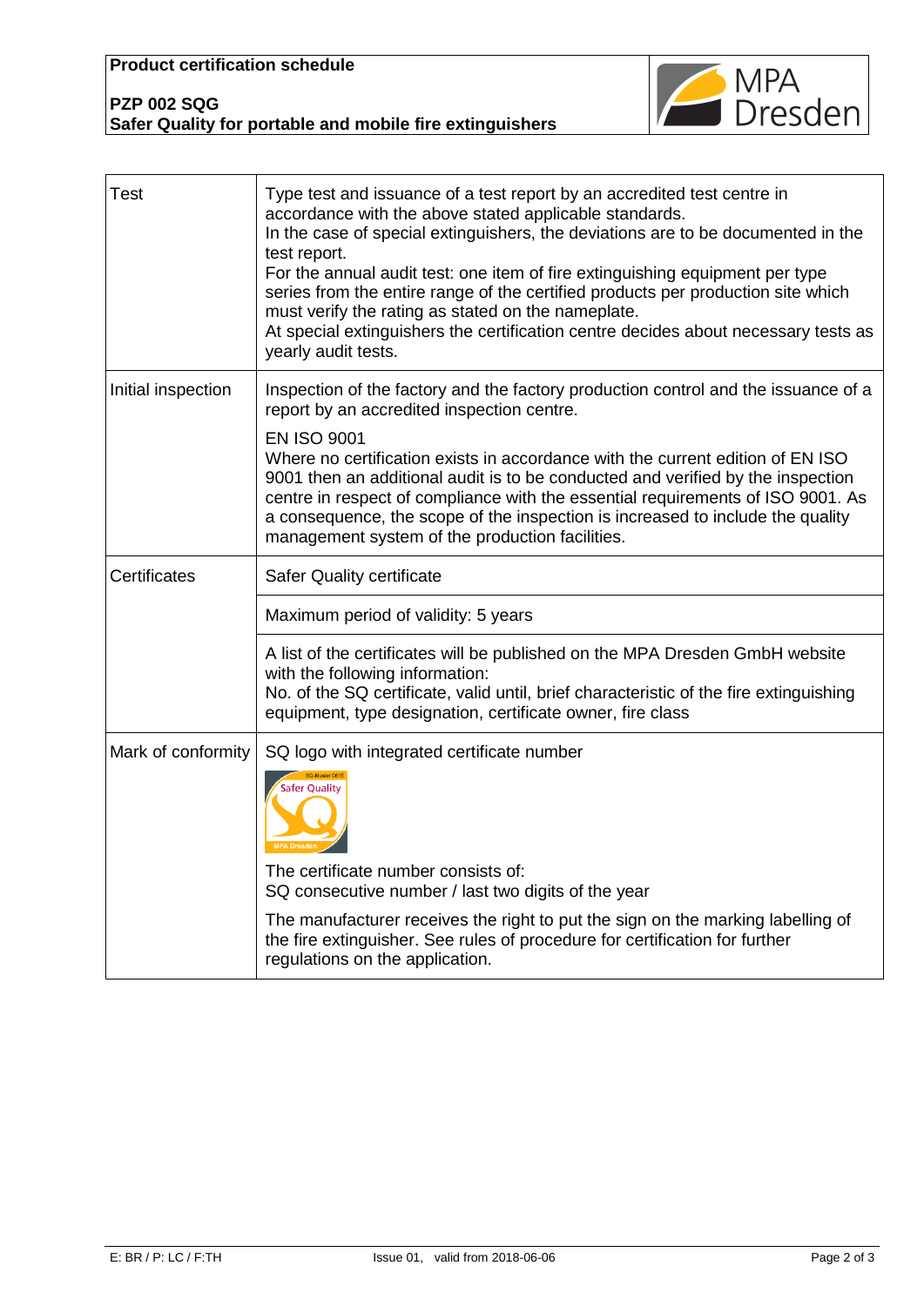| | |
|---|---|
| Test | Type test and issuance of a test report by an accredited test centre in accordance with the above stated applicable standards.<br>In the case of special extinguishers, the deviations are to be documented in the test report.<br>For the annual audit test: one item of fire extinguishing equipment per type series from the entire range of the certified products per production site which must verify the rating as stated on the nameplate.<br>At special extinguishers the certification centre decides about necessary tests as yearly audit tests. |
| Initial inspection | Inspection of the factory and the factory production control and the issuance of a report by an accredited inspection centre.<br><br>EN ISO 9001<br>Where no certification exists in accordance with the current edition of EN ISO 9001 then an additional audit is to be conducted and verified by the inspection centre in respect of compliance with the essential requirements of ISO 9001. As a consequence, the scope of the inspection is increased to include the quality management system of the production facilities. |
| Certificates | Safer Quality certificate |
| | Maximum period of validity: 5 years |
| | A list of the certificates will be published on the MPA Dresden GmbH website with the following information:<br>No. of the SQ certificate, valid until, brief characteristic of the fire extinguishing equipment, type designation, certificate owner, fire class |
| Mark of conformity | SQ logo with integrated certificate number<br><br>The certificate number consists of:<br>SQ consecutive number / last two digits of the year<br><br>The manufacturer receives the right to put the sign on the marking labelling of the fire extinguisher. See rules of procedure for certification for further regulations on the application. |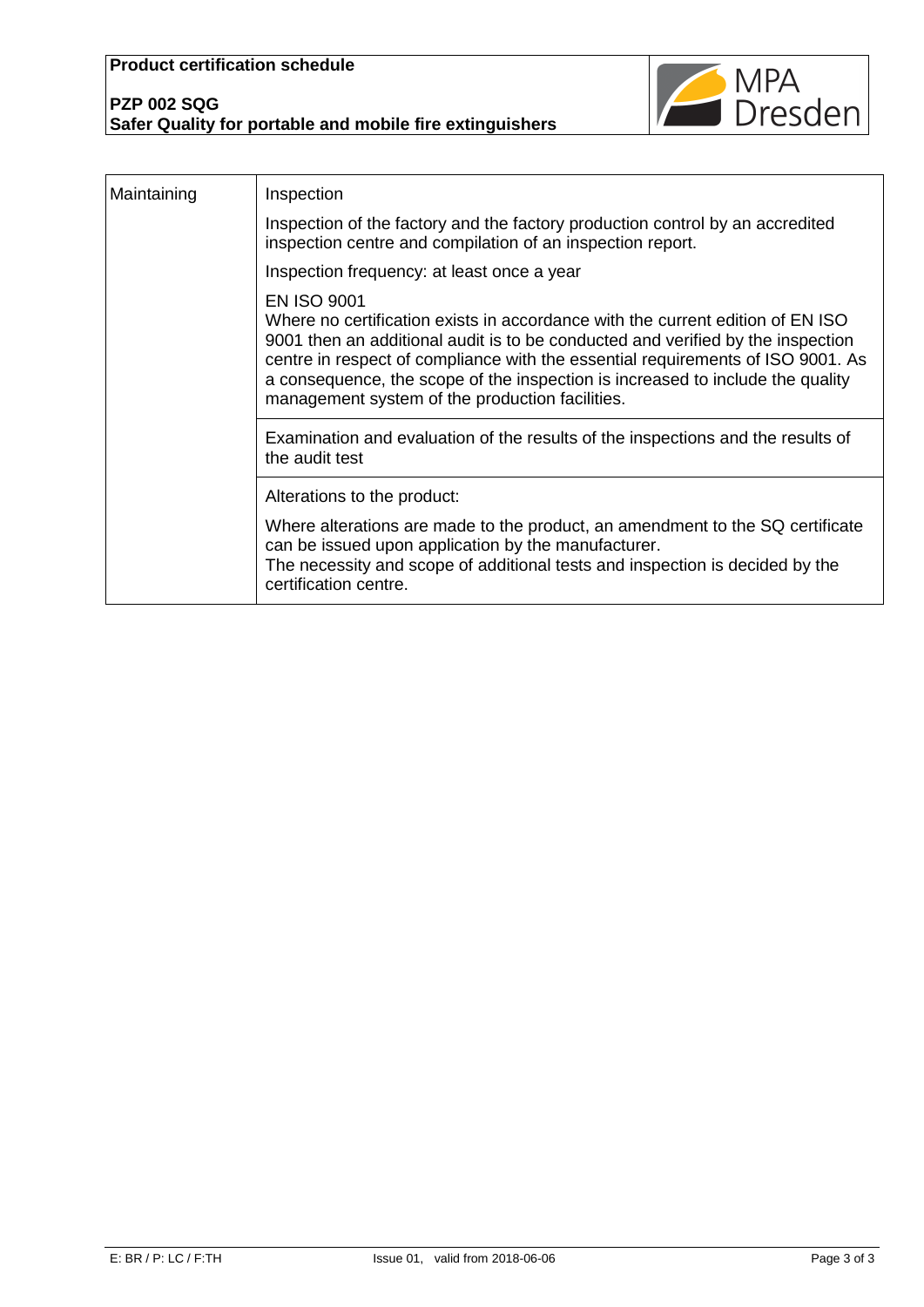| | |
|---|---|
| Maintaining | Inspection<br><br>Inspection of the factory and the factory production control by an accredited inspection centre and compilation of an inspection report.<br><br>Inspection frequency: at least once a year<br><br>EN ISO 9001<br>Where no certification exists in accordance with the current edition of EN ISO 9001 then an additional audit is to be conducted and verified by the inspection centre in respect of compliance with the essential requirements of ISO 9001. As a consequence, the scope of the inspection is increased to include the quality management system of the production facilities. |
| | Examination and evaluation of the results of the inspections and the results of the audit test |
| | Alterations to the product:<br><br>Where alterations are made to the product, an amendment to the SQ certificate can be issued upon application by the manufacturer.<br>The necessity and scope of additional tests and inspection is decided by the certification centre. |